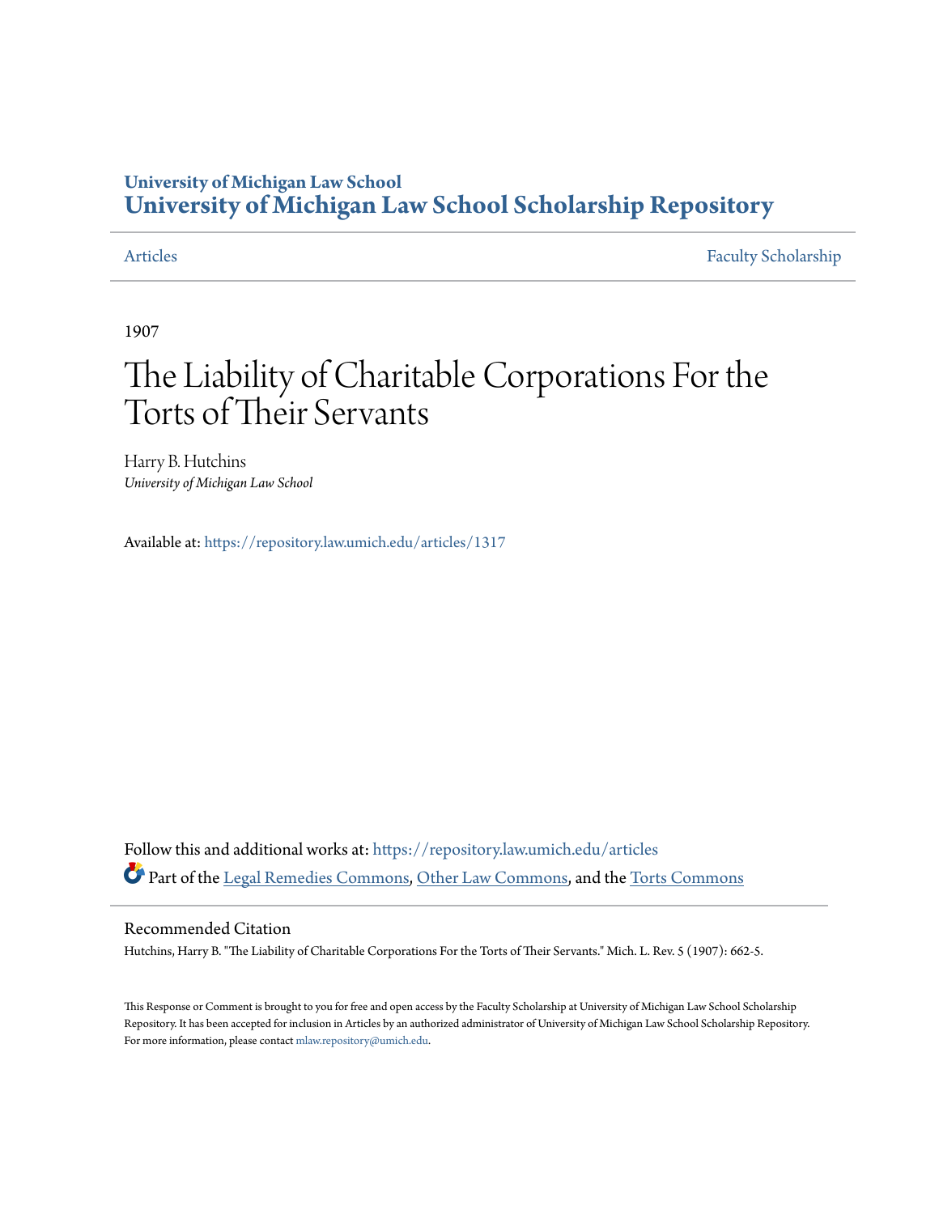University of Michigan Law School
**University of Michigan Law School Scholarship Repository**

Articles | Faculty Scholarship

1907

# The Liability of Charitable Corporations For the Torts of Their Servants

Harry B. Hutchins
*University of Michigan Law School*

Available at: https://repository.law.umich.edu/articles/1317

Follow this and additional works at: https://repository.law.umich.edu/articles

Part of the Legal Remedies Commons, Other Law Commons, and the Torts Commons

## Recommended Citation

Hutchins, Harry B. "The Liability of Charitable Corporations For the Torts of Their Servants." Mich. L. Rev. 5 (1907): 662-5.

This Response or Comment is brought to you for free and open access by the Faculty Scholarship at University of Michigan Law School Scholarship Repository. It has been accepted for inclusion in Articles by an authorized administrator of University of Michigan Law School Scholarship Repository. For more information, please contact mlaw.repository@umich.edu.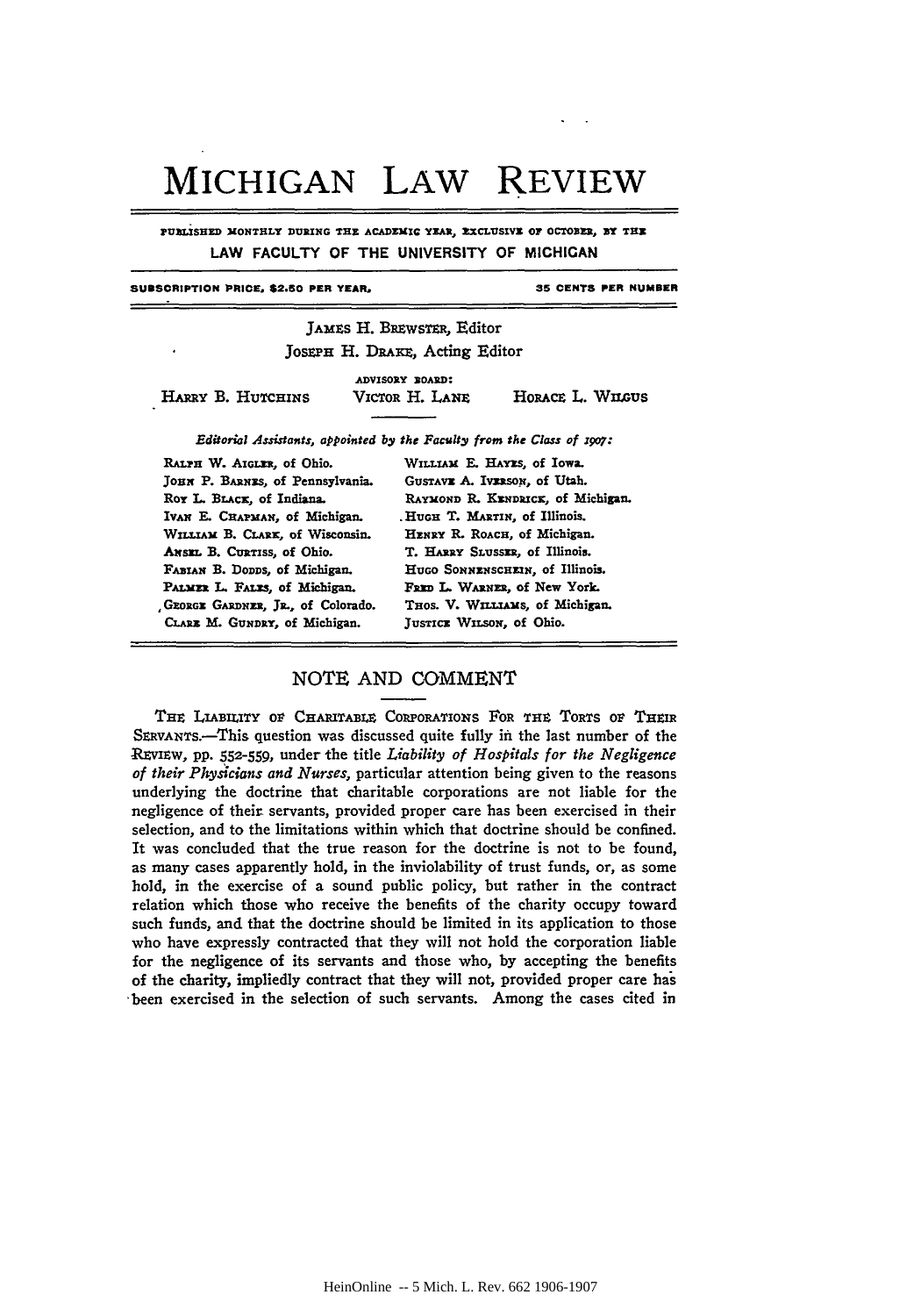# MICHIGAN LAW REVIEW

PUBLISHED MONTHLY DURING THE ACADEMIC YEAR, EXCLUSIVE OF OCTOBER, BY THE
**LAW FACULTY OF THE UNIVERSITY OF MICHIGAN**

SUBSCRIPTION PRICE, $2.50 PER YEAR. 35 CENTS PER NUMBER

JAMES H. BREWSTER, Editor
JOSEPH H. DRAKE, Acting Editor

ADVISORY BOARD:
HARRY B. HUTCHINS VICTOR H. LANE HORACE L. WILGUS

*Editorial Assistants, appointed by the Faculty from the Class of 1907:*

RALPH W. AIGLER, of Ohio.
JOHN P. BARNES, of Pennsylvania.
ROY L. BLACK, of Indiana.
IVAN E. CHAPMAN, of Michigan.
WILLIAM B. CLARK, of Wisconsin.
ANSEL B. CURTISS, of Ohio.
FABIAN B. DODDS, of Michigan.
PALMER L. FALES, of Michigan.
GEORGE GARDNER, JR., of Colorado.
CLARE M. GUNDRY, of Michigan.
WILLIAM E. HAYES, of Iowa.
GUSTAVE A. IVERSON, of Utah.
RAYMOND R. KENDRICK, of Michigan.
HUGH T. MARTIN, of Illinois.
HENRY R. ROACH, of Michigan.
T. HARRY SLUSSER, of Illinois.
HUGO SONNENSCHEIN, of Illinois.
FRED L. WARNER, of New York.
THOS. V. WILLIAMS, of Michigan.
JUSTICE WILSON, of Ohio.

## NOTE AND COMMENT

THE LIABILITY OF CHARITABLE CORPORATIONS FOR THE TORTS OF THEIR SERVANTS.—This question was discussed quite fully in the last number of the REVIEW, pp. 552-559, under the title *Liability of Hospitals for the Negligence of their Physicians and Nurses*, particular attention being given to the reasons underlying the doctrine that charitable corporations are not liable for the negligence of their servants, provided proper care has been exercised in their selection, and to the limitations within which that doctrine should be confined. It was concluded that the true reason for the doctrine is not to be found, as many cases apparently hold, in the inviolability of trust funds, or, as some hold, in the exercise of a sound public policy, but rather in the contract relation which those who receive the benefits of the charity occupy toward such funds, and that the doctrine should be limited in its application to those who have expressly contracted that they will not hold the corporation liable for the negligence of its servants and those who, by accepting the benefits of the charity, impliedly contract that they will not, provided proper care has been exercised in the selection of such servants. Among the cases cited in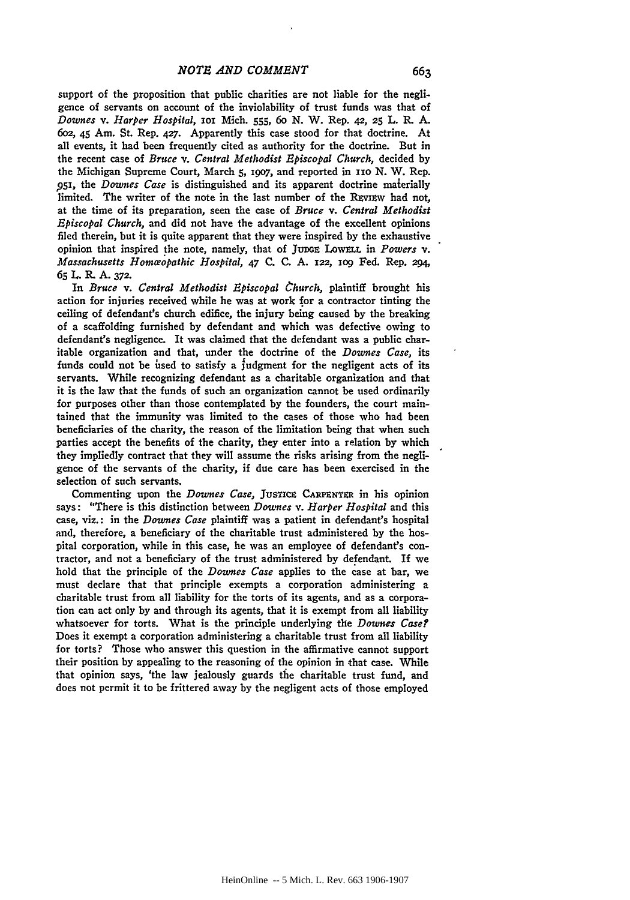support of the proposition that public charities are not liable for the negligence of servants on account of the inviolability of trust funds was that of *Downes* v. *Harper Hospital*, 101 Mich. 555, 60 N. W. Rep. 42, 25 L. R. A. 602, 45 Am. St. Rep. 427. Apparently this case stood for that doctrine. At all events, it had been frequently cited as authority for the doctrine. But in the recent case of *Bruce* v. *Central Methodist Episcopal Church*, decided by the Michigan Supreme Court, March 5, 1907, and reported in 110 N. W. Rep. 951, the *Downes Case* is distinguished and its apparent doctrine materially limited. The writer of the note in the last number of the REVIEW had not, at the time of its preparation, seen the case of *Bruce* v. *Central Methodist Episcopal Church*, and did not have the advantage of the excellent opinions filed therein, but it is quite apparent that they were inspired by the exhaustive opinion that inspired the note, namely, that of JUDGE LOWELL in *Powers* v. *Massachusetts Homœopathic Hospital*, 47 C. C. A. 122, 109 Fed. Rep. 294, 65 L. R. A. 372.

In *Bruce* v. *Central Methodist Episcopal Church*, plaintiff brought his action for injuries received while he was at work for a contractor tinting the ceiling of defendant's church edifice, the injury being caused by the breaking of a scaffolding furnished by defendant and which was defective owing to defendant's negligence. It was claimed that the defendant was a public charitable organization and that, under the doctrine of the *Downes Case*, its funds could not be used to satisfy a judgment for the negligent acts of its servants. While recognizing defendant as a charitable organization and that it is the law that the funds of such an organization cannot be used ordinarily for purposes other than those contemplated by the founders, the court maintained that the immunity was limited to the cases of those who had been beneficiaries of the charity, the reason of the limitation being that when such parties accept the benefits of the charity, they enter into a relation by which they impliedly contract that they will assume the risks arising from the negligence of the servants of the charity, if due care has been exercised in the selection of such servants.

Commenting upon the *Downes Case*, JUSTICE CARPENTER in his opinion says: "There is this distinction between *Downes* v. *Harper Hospital* and this case, viz.: in the *Downes Case* plaintiff was a patient in defendant's hospital and, therefore, a beneficiary of the charitable trust administered by the hospital corporation, while in this case, he was an employee of defendant's contractor, and not a beneficiary of the trust administered by defendant. If we hold that the principle of the *Downes Case* applies to the case at bar, we must declare that that principle exempts a corporation administering a charitable trust from all liability for the torts of its agents, and as a corporation can act only by and through its agents, that it is exempt from all liability whatsoever for torts. What is the principle underlying the *Downes Case*? Does it exempt a corporation administering a charitable trust from all liability for torts? Those who answer this question in the affirmative cannot support their position by appealing to the reasoning of the opinion in that case. While that opinion says, 'the law jealously guards the charitable trust fund, and does not permit it to be frittered away by the negligent acts of those employed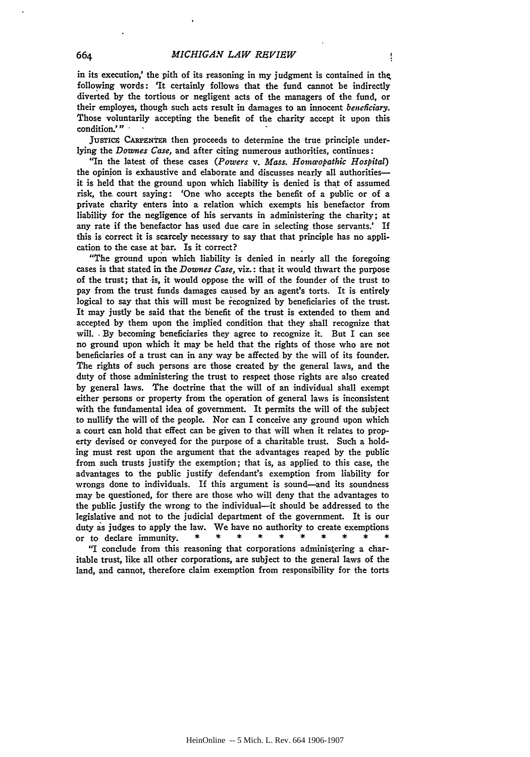in its execution,' the pith of its reasoning in my judgment is contained in the following words: 'It certainly follows that the fund cannot be indirectly diverted by the tortious or negligent acts of the managers of the fund, or their employes, though such acts result in damages to an innocent *beneficiary.* Those voluntarily accepting the benefit of the charity accept it upon this condition.'"

JUSTICE CARPENTER then proceeds to determine the true principle underlying the *Downes Case,* and after citing numerous authorities, continues:

"In the latest of these cases (*Powers* v. *Mass. Homœopathic Hospital*) the opinion is exhaustive and elaborate and discusses nearly all authorities—it is held that the ground upon which liability is denied is that of assumed risk, the court saying: 'One who accepts the benefit of a public or of a private charity enters into a relation which exempts his benefactor from liability for the negligence of his servants in administering the charity; at any rate if the benefactor has used due care in selecting those servants.' If this is correct it is scarcely necessary to say that that principle has no application to the case at bar. Is it correct?

"The ground upon which liability is denied in nearly all the foregoing cases is that stated in the *Downes Case,* viz.: that it would thwart the purpose of the trust; that is, it would oppose the will of the founder of the trust to pay from the trust funds damages caused by an agent's torts. It is entirely logical to say that this will must be recognized by beneficiaries of the trust. It may justly be said that the benefit of the trust is extended to them and accepted by them upon the implied condition that they shall recognize that will. By becoming beneficiaries they agree to recognize it. But I can see no ground upon which it may be held that the rights of those who are not beneficiaries of a trust can in any way be affected by the will of its founder. The rights of such persons are those created by the general laws, and the duty of those administering the trust to respect those rights are also created by general laws. The doctrine that the will of an individual shall exempt either persons or property from the operation of general laws is inconsistent with the fundamental idea of government. It permits the will of the subject to nullify the will of the people. Nor can I conceive any ground upon which a court can hold that effect can be given to that will when it relates to property devised or conveyed for the purpose of a charitable trust. Such a holding must rest upon the argument that the advantages reaped by the public from such trusts justify the exemption; that is, as applied to this case, the advantages to the public justify defendant's exemption from liability for wrongs done to individuals. If this argument is sound—and its soundness may be questioned, for there are those who will deny that the advantages to the public justify the wrong to the individual—it should be addressed to the legislative and not to the judicial department of the government. It is our duty as judges to apply the law. We have no authority to create exemptions or to declare immunity. * * * * * * * * * *

"I conclude from this reasoning that corporations administering a charitable trust, like all other corporations, are subject to the general laws of the land, and cannot, therefore claim exemption from responsibility for the torts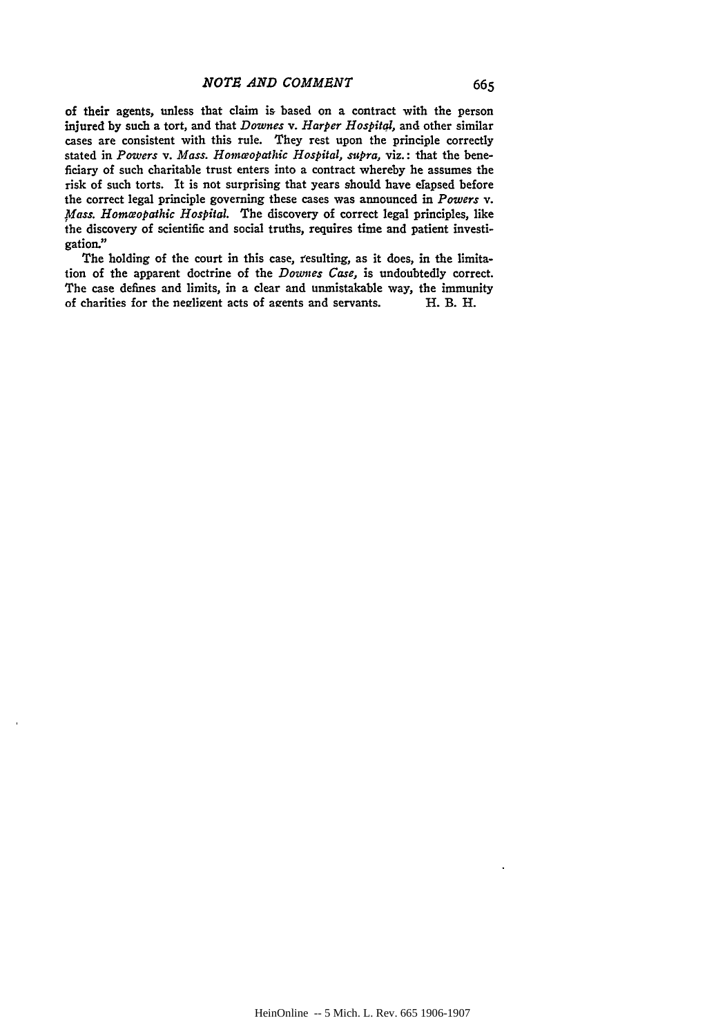of their agents, unless that claim is based on a contract with the person injured by such a tort, and that *Downes* v. *Harper Hospital*, and other similar cases are consistent with this rule. They rest upon the principle correctly stated in *Powers* v. *Mass. Homœopathic Hospital, supra*, viz.: that the beneficiary of such charitable trust enters into a contract whereby he assumes the risk of such torts. It is not surprising that years should have elapsed before the correct legal principle governing these cases was announced in *Powers* v. *Mass. Homœopathic Hospital*. The discovery of correct legal principles, like the discovery of scientific and social truths, requires time and patient investigation."

The holding of the court in this case, resulting, as it does, in the limitation of the apparent doctrine of the *Downes Case*, is undoubtedly correct. The case defines and limits, in a clear and unmistakable way, the immunity of charities for the negligent acts of agents and servants. H. B. H.